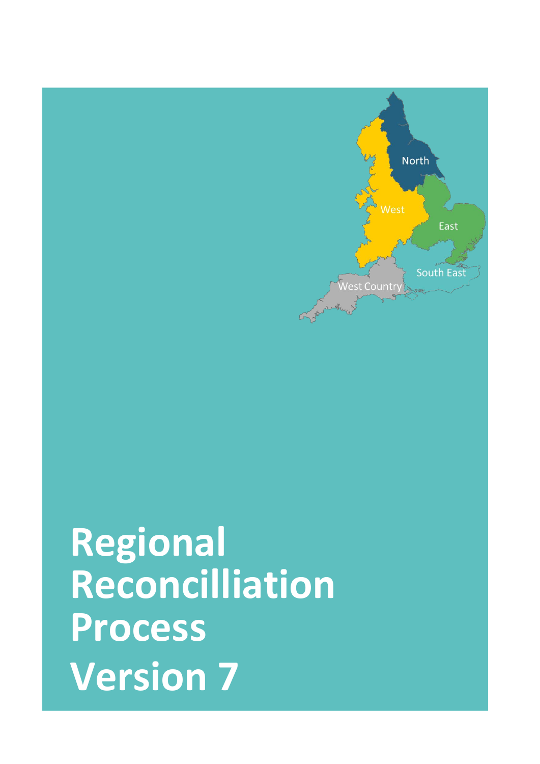North

West

East

South East

West Country

# Regional Reconcilliation Process Version 7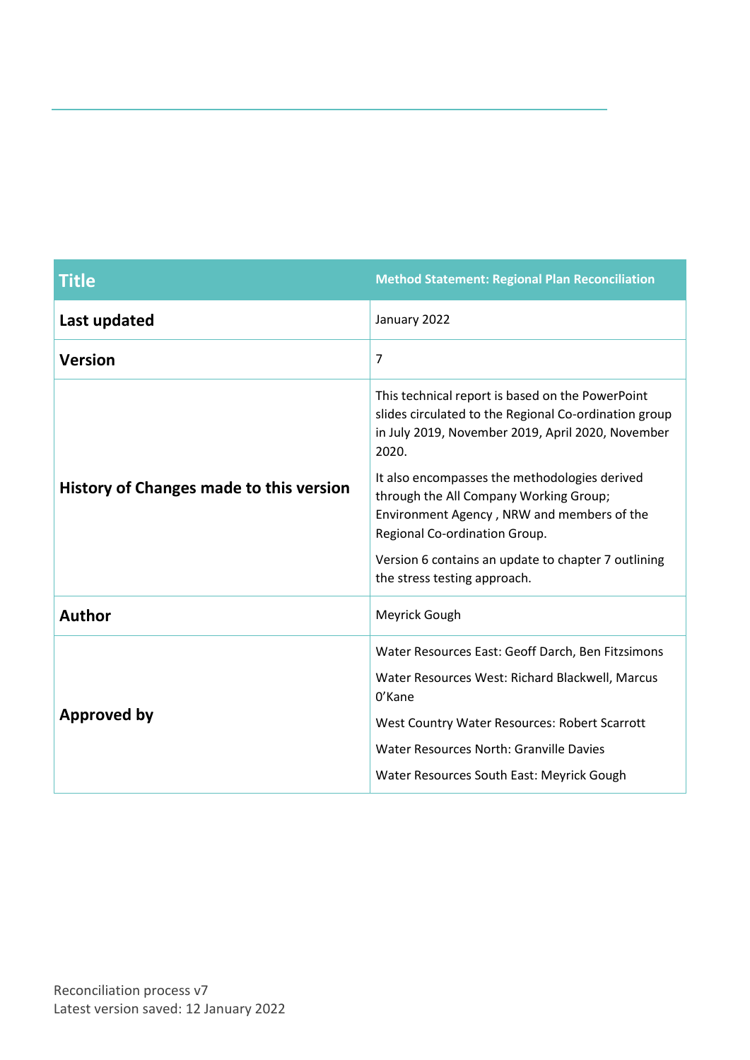| Title | Method Statement: Regional Plan Reconciliation |
|---|---|
| Last updated | January 2022 |
| Version | 7 |
| History of Changes made to this version | This technical report is based on the PowerPoint slides circulated to the Regional Co-ordination group in July 2019, November 2019, April 2020, November 2020.<br><br>It also encompasses the methodologies derived through the All Company Working Group; Environment Agency , NRW and members of the Regional Co-ordination Group.<br><br>Version 6 contains an update to chapter 7 outlining the stress testing approach. |
| Author | Meyrick Gough |
| Approved by | Water Resources East: Geoff Darch, Ben Fitzsimons<br><br>Water Resources West: Richard Blackwell, Marcus O'Kane<br><br>West Country Water Resources: Robert Scarrott<br><br>Water Resources North: Granville Davies<br><br>Water Resources South East: Meyrick Gough |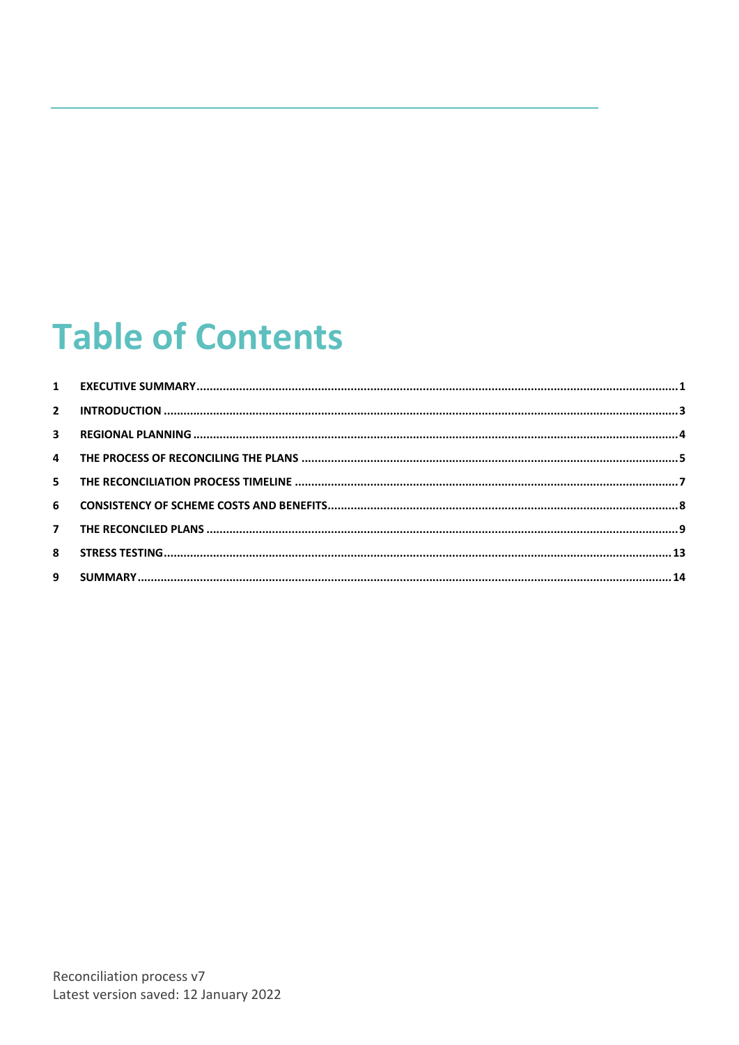# Table of Contents

| | | |
|---|---|---|
| 1 | EXECUTIVE SUMMARY | 1 |
| 2 | INTRODUCTION | 3 |
| 3 | REGIONAL PLANNING | 4 |
| 4 | THE PROCESS OF RECONCILING THE PLANS | 5 |
| 5 | THE RECONCILIATION PROCESS TIMELINE | 7 |
| 6 | CONSISTENCY OF SCHEME COSTS AND BENEFITS | 8 |
| 7 | THE RECONCILED PLANS | 9 |
| 8 | STRESS TESTING | 13 |
| 9 | SUMMARY | 14 |

Reconciliation process v7
Latest version saved: 12 January 2022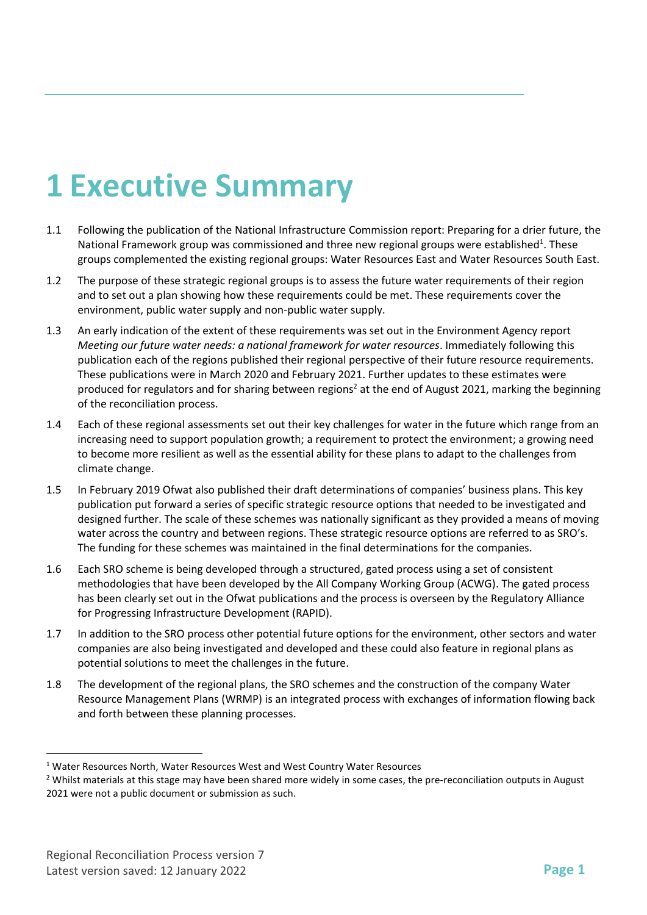# 1 Executive Summary

1.1 Following the publication of the National Infrastructure Commission report: Preparing for a drier future, the National Framework group was commissioned and three new regional groups were established[1]. These groups complemented the existing regional groups: Water Resources East and Water Resources South East.

1.2 The purpose of these strategic regional groups is to assess the future water requirements of their region and to set out a plan showing how these requirements could be met. These requirements cover the environment, public water supply and non-public water supply.

1.3 An early indication of the extent of these requirements was set out in the Environment Agency report *Meeting our future water needs: a national framework for water resources*. Immediately following this publication each of the regions published their regional perspective of their future resource requirements. These publications were in March 2020 and February 2021. Further updates to these estimates were produced for regulators and for sharing between regions[2] at the end of August 2021, marking the beginning of the reconciliation process.

1.4 Each of these regional assessments set out their key challenges for water in the future which range from an increasing need to support population growth; a requirement to protect the environment; a growing need to become more resilient as well as the essential ability for these plans to adapt to the challenges from climate change.

1.5 In February 2019 Ofwat also published their draft determinations of companies' business plans. This key publication put forward a series of specific strategic resource options that needed to be investigated and designed further. The scale of these schemes was nationally significant as they provided a means of moving water across the country and between regions. These strategic resource options are referred to as SRO's. The funding for these schemes was maintained in the final determinations for the companies.

1.6 Each SRO scheme is being developed through a structured, gated process using a set of consistent methodologies that have been developed by the All Company Working Group (ACWG). The gated process has been clearly set out in the Ofwat publications and the process is overseen by the Regulatory Alliance for Progressing Infrastructure Development (RAPID).

1.7 In addition to the SRO process other potential future options for the environment, other sectors and water companies are also being investigated and developed and these could also feature in regional plans as potential solutions to meet the challenges in the future.

1.8 The development of the regional plans, the SRO schemes and the construction of the company Water Resource Management Plans (WRMP) is an integrated process with exchanges of information flowing back and forth between these planning processes.

---

[1] Water Resources North, Water Resources West and West Country Water Resources

[2] Whilst materials at this stage may have been shared more widely in some cases, the pre-reconciliation outputs in August 2021 were not a public document or submission as such.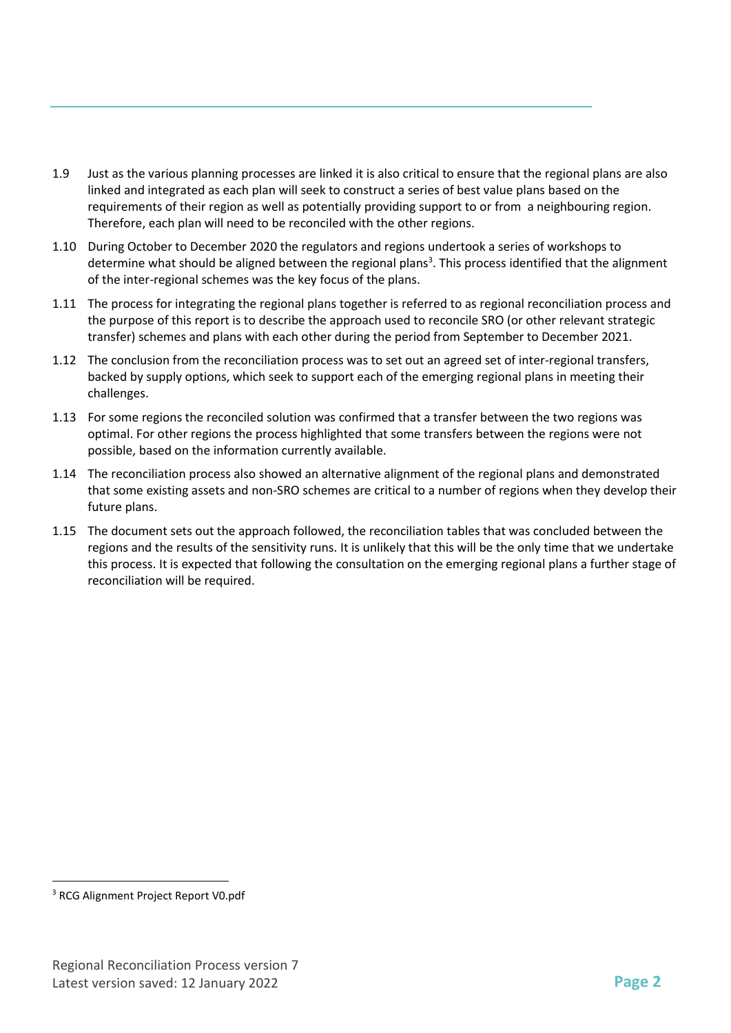1.9 Just as the various planning processes are linked it is also critical to ensure that the regional plans are also linked and integrated as each plan will seek to construct a series of best value plans based on the requirements of their region as well as potentially providing support to or from a neighbouring region. Therefore, each plan will need to be reconciled with the other regions.

1.10 During October to December 2020 the regulators and regions undertook a series of workshops to determine what should be aligned between the regional plans[3]. This process identified that the alignment of the inter-regional schemes was the key focus of the plans.

1.11 The process for integrating the regional plans together is referred to as regional reconciliation process and the purpose of this report is to describe the approach used to reconcile SRO (or other relevant strategic transfer) schemes and plans with each other during the period from September to December 2021.

1.12 The conclusion from the reconciliation process was to set out an agreed set of inter-regional transfers, backed by supply options, which seek to support each of the emerging regional plans in meeting their challenges.

1.13 For some regions the reconciled solution was confirmed that a transfer between the two regions was optimal. For other regions the process highlighted that some transfers between the regions were not possible, based on the information currently available.

1.14 The reconciliation process also showed an alternative alignment of the regional plans and demonstrated that some existing assets and non-SRO schemes are critical to a number of regions when they develop their future plans.

1.15 The document sets out the approach followed, the reconciliation tables that was concluded between the regions and the results of the sensitivity runs. It is unlikely that this will be the only time that we undertake this process. It is expected that following the consultation on the emerging regional plans a further stage of reconciliation will be required.

---

[3] RCG Alignment Project Report V0.pdf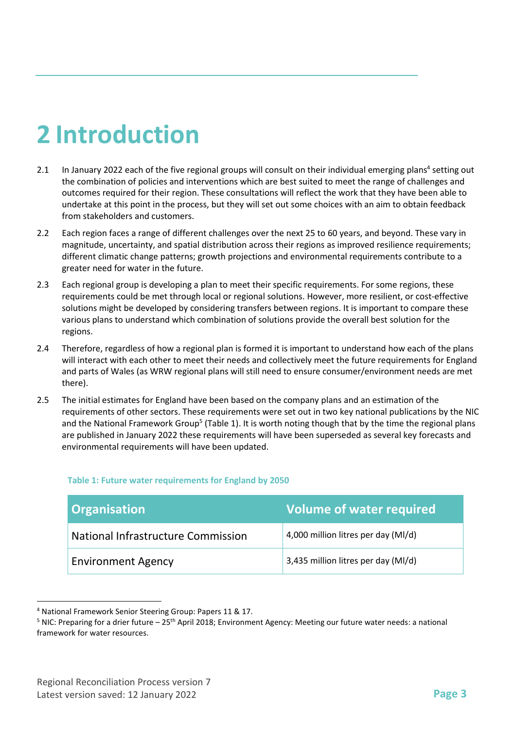# 2 Introduction

2.1 In January 2022 each of the five regional groups will consult on their individual emerging plans[4] setting out the combination of policies and interventions which are best suited to meet the range of challenges and outcomes required for their region. These consultations will reflect the work that they have been able to undertake at this point in the process, but they will set out some choices with an aim to obtain feedback from stakeholders and customers.

2.2 Each region faces a range of different challenges over the next 25 to 60 years, and beyond. These vary in magnitude, uncertainty, and spatial distribution across their regions as improved resilience requirements; different climatic change patterns; growth projections and environmental requirements contribute to a greater need for water in the future.

2.3 Each regional group is developing a plan to meet their specific requirements. For some regions, these requirements could be met through local or regional solutions. However, more resilient, or cost-effective solutions might be developed by considering transfers between regions. It is important to compare these various plans to understand which combination of solutions provide the overall best solution for the regions.

2.4 Therefore, regardless of how a regional plan is formed it is important to understand how each of the plans will interact with each other to meet their needs and collectively meet the future requirements for England and parts of Wales (as WRW regional plans will still need to ensure consumer/environment needs are met there).

2.5 The initial estimates for England have been based on the company plans and an estimation of the requirements of other sectors. These requirements were set out in two key national publications by the NIC and the National Framework Group[5] (Table 1). It is worth noting though that by the time the regional plans are published in January 2022 these requirements will have been superseded as several key forecasts and environmental requirements will have been updated.

**Table 1: Future water requirements for England by 2050**

| Organisation | Volume of water required |
| --- | --- |
| National Infrastructure Commission | 4,000 million litres per day (Ml/d) |
| Environment Agency | 3,435 million litres per day (Ml/d) |

[4] National Framework Senior Steering Group: Papers 11 & 17.

[5] NIC: Preparing for a drier future – 25th April 2018; Environment Agency: Meeting our future water needs: a national framework for water resources.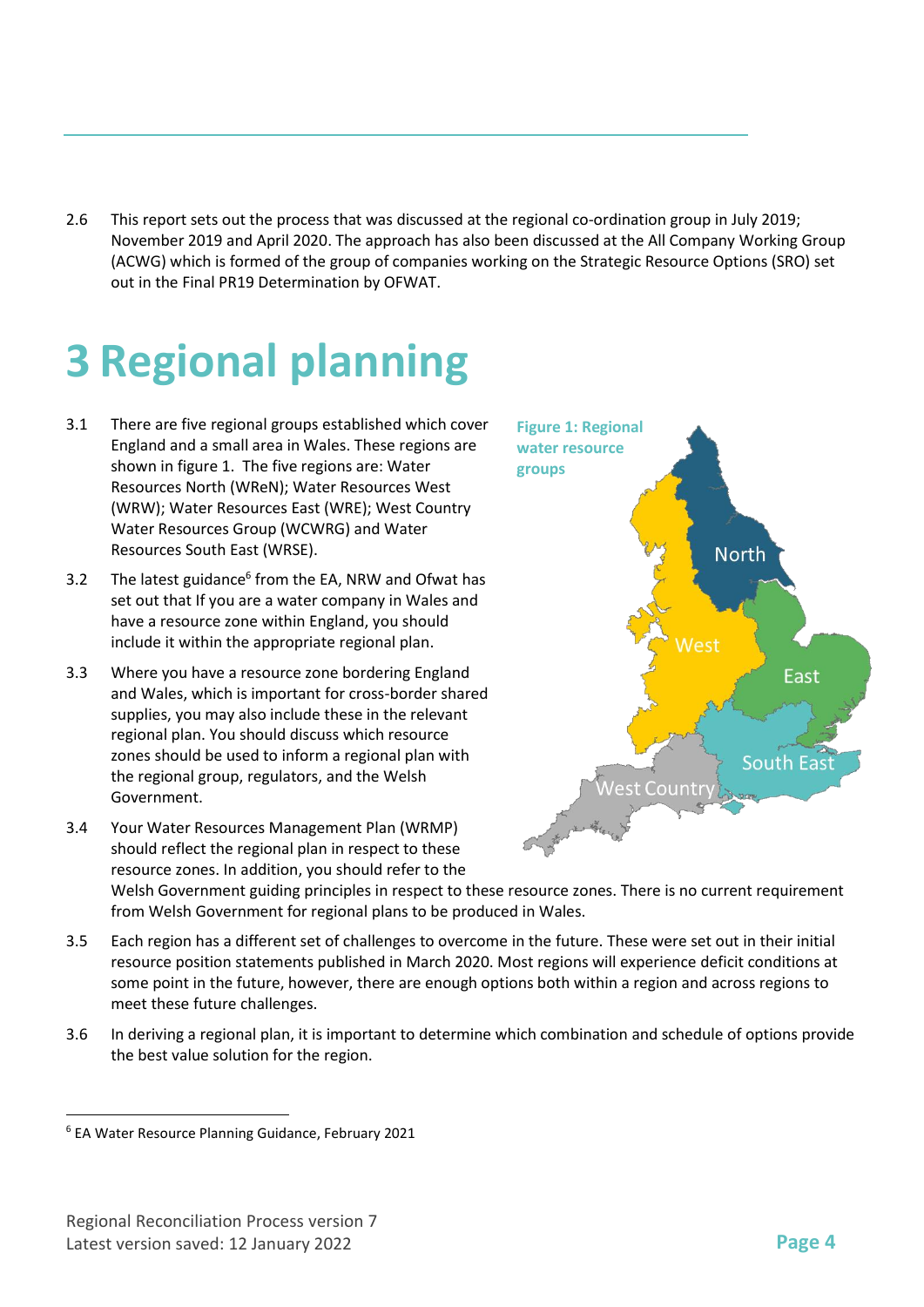2.6 This report sets out the process that was discussed at the regional co-ordination group in July 2019; November 2019 and April 2020. The approach has also been discussed at the All Company Working Group (ACWG) which is formed of the group of companies working on the Strategic Resource Options (SRO) set out in the Final PR19 Determination by OFWAT.

# 3 Regional planning

3.1 There are five regional groups established which cover England and a small area in Wales. These regions are shown in figure 1. The five regions are: Water Resources North (WReN); Water Resources West (WRW); Water Resources East (WRE); West Country Water Resources Group (WCWRG) and Water Resources South East (WRSE).

**Figure 1: Regional water resource groups**

3.2 The latest guidance[6] from the EA, NRW and Ofwat has set out that If you are a water company in Wales and have a resource zone within England, you should include it within the appropriate regional plan.

3.3 Where you have a resource zone bordering England and Wales, which is important for cross-border shared supplies, you may also include these in the relevant regional plan. You should discuss which resource zones should be used to inform a regional plan with the regional group, regulators, and the Welsh Government.

3.4 Your Water Resources Management Plan (WRMP) should reflect the regional plan in respect to these resource zones. In addition, you should refer to the Welsh Government guiding principles in respect to these resource zones. There is no current requirement from Welsh Government for regional plans to be produced in Wales.

3.5 Each region has a different set of challenges to overcome in the future. These were set out in their initial resource position statements published in March 2020. Most regions will experience deficit conditions at some point in the future, however, there are enough options both within a region and across regions to meet these future challenges.

3.6 In deriving a regional plan, it is important to determine which combination and schedule of options provide the best value solution for the region.

---

[6] EA Water Resource Planning Guidance, February 2021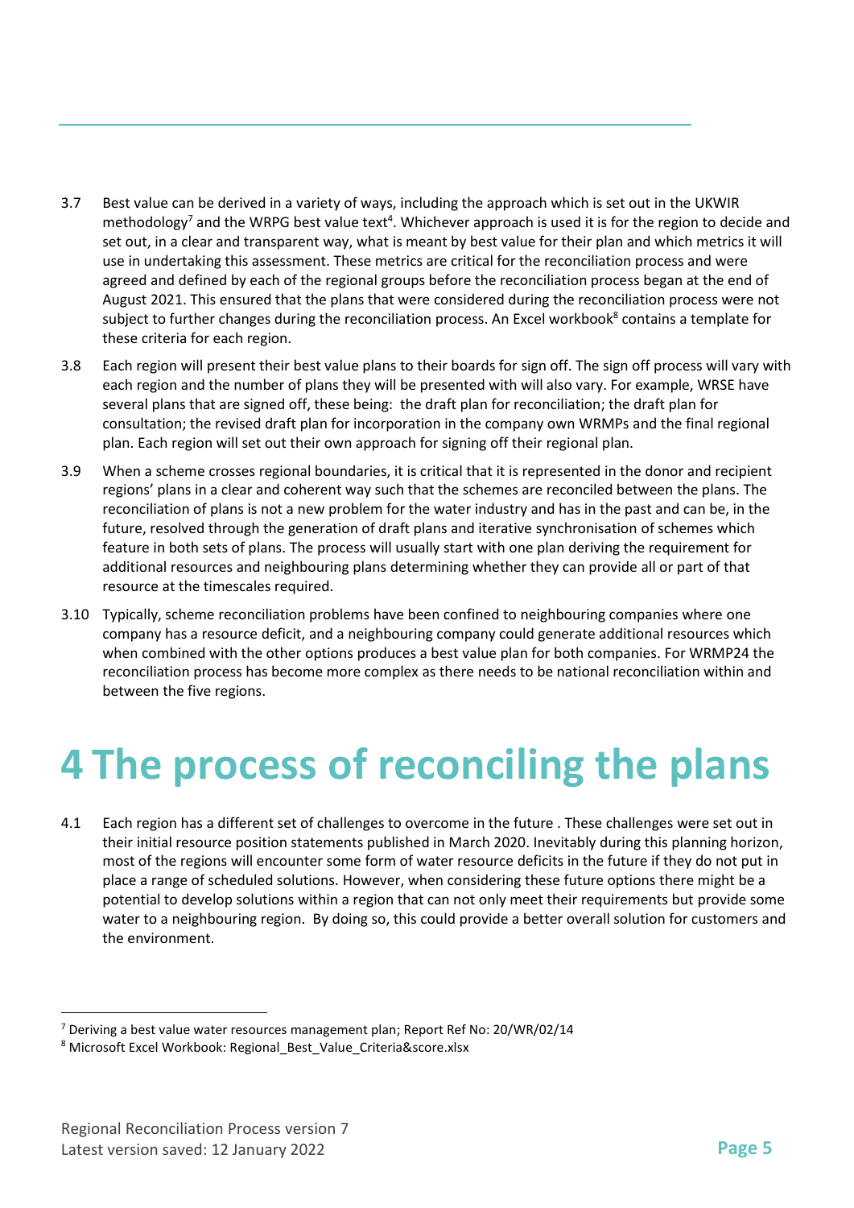3.7 Best value can be derived in a variety of ways, including the approach which is set out in the UKWIR methodology[7] and the WRPG best value text[4]. Whichever approach is used it is for the region to decide and set out, in a clear and transparent way, what is meant by best value for their plan and which metrics it will use in undertaking this assessment. These metrics are critical for the reconciliation process and were agreed and defined by each of the regional groups before the reconciliation process began at the end of August 2021. This ensured that the plans that were considered during the reconciliation process were not subject to further changes during the reconciliation process. An Excel workbook[8] contains a template for these criteria for each region.

3.8 Each region will present their best value plans to their boards for sign off. The sign off process will vary with each region and the number of plans they will be presented with will also vary. For example, WRSE have several plans that are signed off, these being: the draft plan for reconciliation; the draft plan for consultation; the revised draft plan for incorporation in the company own WRMPs and the final regional plan. Each region will set out their own approach for signing off their regional plan.

3.9 When a scheme crosses regional boundaries, it is critical that it is represented in the donor and recipient regions' plans in a clear and coherent way such that the schemes are reconciled between the plans. The reconciliation of plans is not a new problem for the water industry and has in the past and can be, in the future, resolved through the generation of draft plans and iterative synchronisation of schemes which feature in both sets of plans. The process will usually start with one plan deriving the requirement for additional resources and neighbouring plans determining whether they can provide all or part of that resource at the timescales required.

3.10 Typically, scheme reconciliation problems have been confined to neighbouring companies where one company has a resource deficit, and a neighbouring company could generate additional resources which when combined with the other options produces a best value plan for both companies. For WRMP24 the reconciliation process has become more complex as there needs to be national reconciliation within and between the five regions.

# 4 The process of reconciling the plans

4.1 Each region has a different set of challenges to overcome in the future . These challenges were set out in their initial resource position statements published in March 2020. Inevitably during this planning horizon, most of the regions will encounter some form of water resource deficits in the future if they do not put in place a range of scheduled solutions. However, when considering these future options there might be a potential to develop solutions within a region that can not only meet their requirements but provide some water to a neighbouring region. By doing so, this could provide a better overall solution for customers and the environment.

---

[7] Deriving a best value water resources management plan; Report Ref No: 20/WR/02/14

[8] Microsoft Excel Workbook: Regional_Best_Value_Criteria&score.xlsx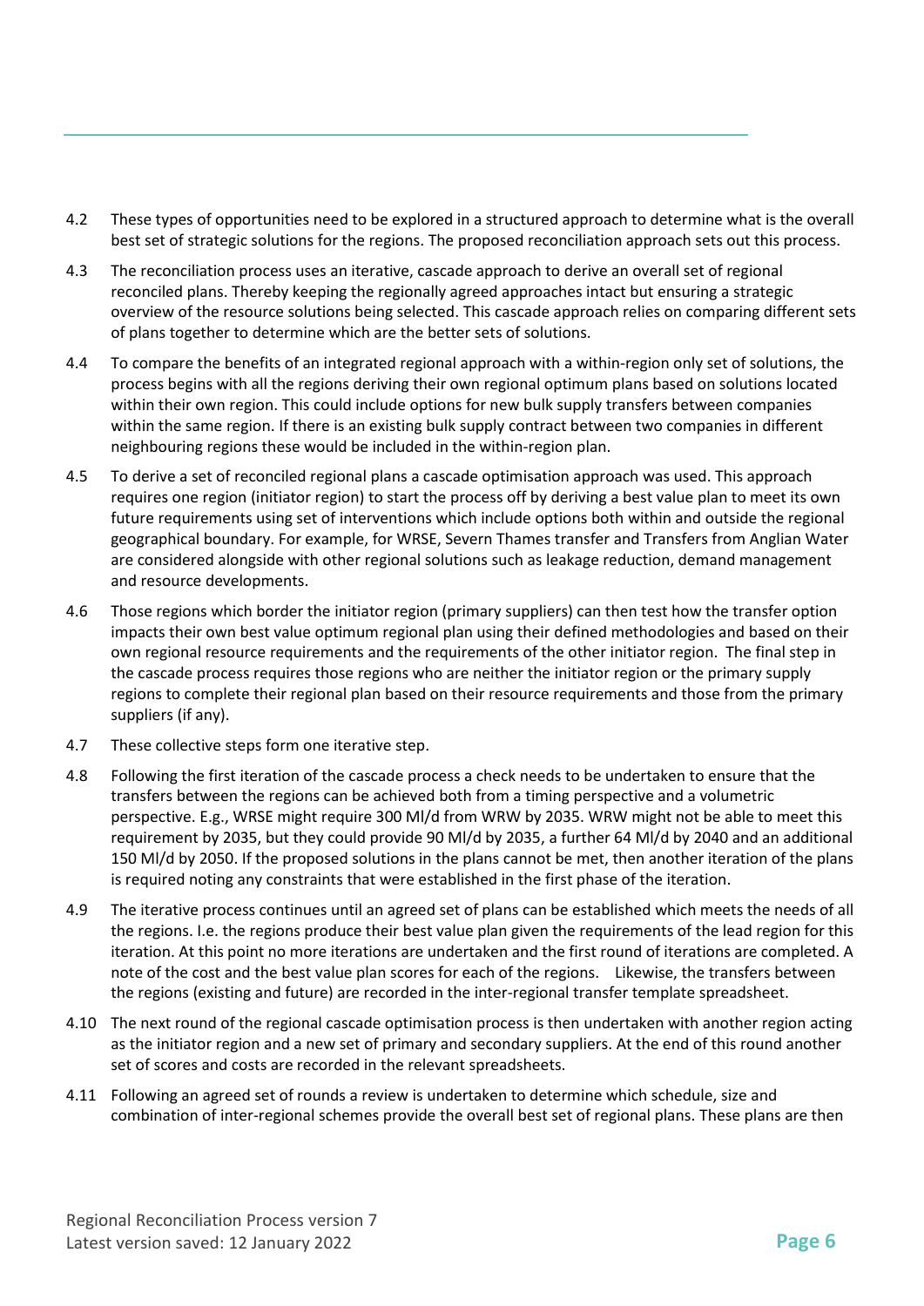4.2 These types of opportunities need to be explored in a structured approach to determine what is the overall best set of strategic solutions for the regions. The proposed reconciliation approach sets out this process.

4.3 The reconciliation process uses an iterative, cascade approach to derive an overall set of regional reconciled plans. Thereby keeping the regionally agreed approaches intact but ensuring a strategic overview of the resource solutions being selected. This cascade approach relies on comparing different sets of plans together to determine which are the better sets of solutions.

4.4 To compare the benefits of an integrated regional approach with a within-region only set of solutions, the process begins with all the regions deriving their own regional optimum plans based on solutions located within their own region. This could include options for new bulk supply transfers between companies within the same region. If there is an existing bulk supply contract between two companies in different neighbouring regions these would be included in the within-region plan.

4.5 To derive a set of reconciled regional plans a cascade optimisation approach was used. This approach requires one region (initiator region) to start the process off by deriving a best value plan to meet its own future requirements using set of interventions which include options both within and outside the regional geographical boundary. For example, for WRSE, Severn Thames transfer and Transfers from Anglian Water are considered alongside with other regional solutions such as leakage reduction, demand management and resource developments.

4.6 Those regions which border the initiator region (primary suppliers) can then test how the transfer option impacts their own best value optimum regional plan using their defined methodologies and based on their own regional resource requirements and the requirements of the other initiator region. The final step in the cascade process requires those regions who are neither the initiator region or the primary supply regions to complete their regional plan based on their resource requirements and those from the primary suppliers (if any).

4.7 These collective steps form one iterative step.

4.8 Following the first iteration of the cascade process a check needs to be undertaken to ensure that the transfers between the regions can be achieved both from a timing perspective and a volumetric perspective. E.g., WRSE might require 300 Ml/d from WRW by 2035. WRW might not be able to meet this requirement by 2035, but they could provide 90 Ml/d by 2035, a further 64 Ml/d by 2040 and an additional 150 Ml/d by 2050. If the proposed solutions in the plans cannot be met, then another iteration of the plans is required noting any constraints that were established in the first phase of the iteration.

4.9 The iterative process continues until an agreed set of plans can be established which meets the needs of all the regions. I.e. the regions produce their best value plan given the requirements of the lead region for this iteration. At this point no more iterations are undertaken and the first round of iterations are completed. A note of the cost and the best value plan scores for each of the regions. Likewise, the transfers between the regions (existing and future) are recorded in the inter-regional transfer template spreadsheet.

4.10 The next round of the regional cascade optimisation process is then undertaken with another region acting as the initiator region and a new set of primary and secondary suppliers. At the end of this round another set of scores and costs are recorded in the relevant spreadsheets.

4.11 Following an agreed set of rounds a review is undertaken to determine which schedule, size and combination of inter-regional schemes provide the overall best set of regional plans. These plans are then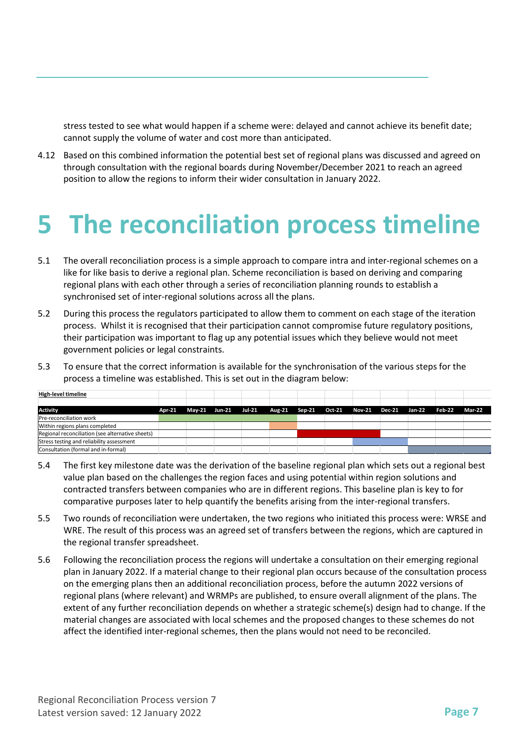stress tested to see what would happen if a scheme were: delayed and cannot achieve its benefit date; cannot supply the volume of water and cost more than anticipated.

4.12 Based on this combined information the potential best set of regional plans was discussed and agreed on through consultation with the regional boards during November/December 2021 to reach an agreed position to allow the regions to inform their wider consultation in January 2022.

# 5 The reconciliation process timeline

5.1 The overall reconciliation process is a simple approach to compare intra and inter-regional schemes on a like for like basis to derive a regional plan. Scheme reconciliation is based on deriving and comparing regional plans with each other through a series of reconciliation planning rounds to establish a synchronised set of inter-regional solutions across all the plans.

5.2 During this process the regulators participated to allow them to comment on each stage of the iteration process. Whilst it is recognised that their participation cannot compromise future regulatory positions, their participation was important to flag up any potential issues which they believe would not meet government policies or legal constraints.

5.3 To ensure that the correct information is available for the synchronisation of the various steps for the process a timeline was established. This is set out in the diagram below:

**High-level timeline**

| Activity | Apr-21 | May-21 | Jun-21 | Jul-21 | Aug-21 | Sep-21 | Oct-21 | Nov-21 | Dec-21 | Jan-22 | Feb-22 | Mar-22 |
|---|---|---|---|---|---|---|---|---|---|---|---|---|
| Pre-reconciliation work | ■ | ■ | ■ | ■ | ■ | | | | | | | |
| Within regions plans completed | | | | | ■ | | | | | | | |
| Regional reconciliation (see alternative sheets) | | | | | | ■ | ■ | ■ | | | | |
| Stress testing and reliability assessment | | | | | | | | ■ | ■ | | | |
| Consultation (formal and in-formal) | | | | | | | | | | ■ | ■ | ■ |

5.4 The first key milestone date was the derivation of the baseline regional plan which sets out a regional best value plan based on the challenges the region faces and using potential within region solutions and contracted transfers between companies who are in different regions. This baseline plan is key to for comparative purposes later to help quantify the benefits arising from the inter-regional transfers.

5.5 Two rounds of reconciliation were undertaken, the two regions who initiated this process were: WRSE and WRE. The result of this process was an agreed set of transfers between the regions, which are captured in the regional transfer spreadsheet.

5.6 Following the reconciliation process the regions will undertake a consultation on their emerging regional plan in January 2022. If a material change to their regional plan occurs because of the consultation process on the emerging plans then an additional reconciliation process, before the autumn 2022 versions of regional plans (where relevant) and WRMPs are published, to ensure overall alignment of the plans. The extent of any further reconciliation depends on whether a strategic scheme(s) design had to change. If the material changes are associated with local schemes and the proposed changes to these schemes do not affect the identified inter-regional schemes, then the plans would not need to be reconciled.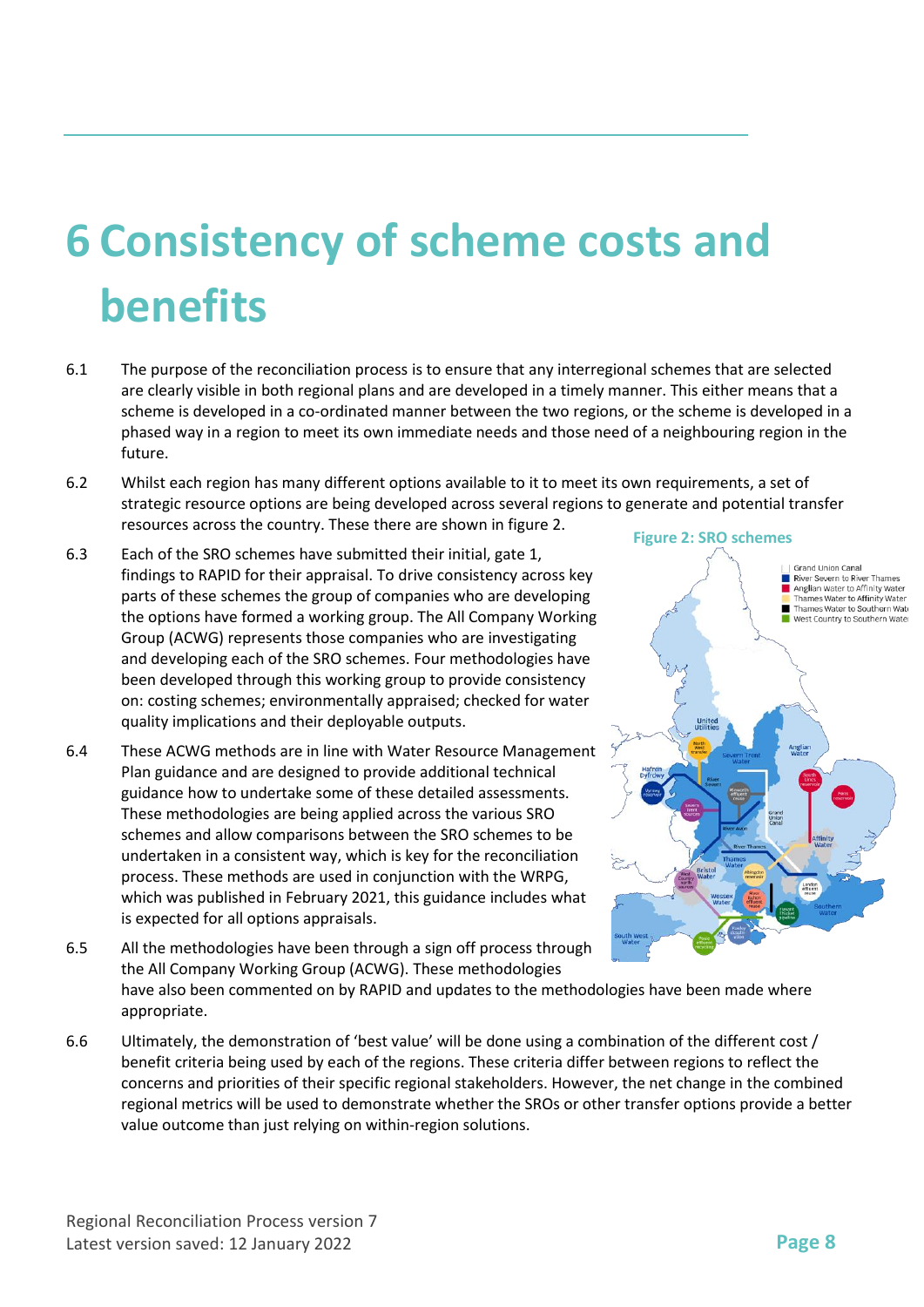# 6 Consistency of scheme costs and benefits

6.1 The purpose of the reconciliation process is to ensure that any interregional schemes that are selected are clearly visible in both regional plans and are developed in a timely manner. This either means that a scheme is developed in a co-ordinated manner between the two regions, or the scheme is developed in a phased way in a region to meet its own immediate needs and those need of a neighbouring region in the future.

6.2 Whilst each region has many different options available to it to meet its own requirements, a set of strategic resource options are being developed across several regions to generate and potential transfer resources across the country. These there are shown in figure 2.

6.3 Each of the SRO schemes have submitted their initial, gate 1, findings to RAPID for their appraisal. To drive consistency across key parts of these schemes the group of companies who are developing the options have formed a working group. The All Company Working Group (ACWG) represents those companies who are investigating and developing each of the SRO schemes. Four methodologies have been developed through this working group to provide consistency on: costing schemes; environmentally appraised; checked for water quality implications and their deployable outputs.

6.4 These ACWG methods are in line with Water Resource Management Plan guidance and are designed to provide additional technical guidance how to undertake some of these detailed assessments. These methodologies are being applied across the various SRO schemes and allow comparisons between the SRO schemes to be undertaken in a consistent way, which is key for the reconciliation process. These methods are used in conjunction with the WRPG, which was published in February 2021, this guidance includes what is expected for all options appraisals.

6.5 All the methodologies have been through a sign off process through the All Company Working Group (ACWG). These methodologies have also been commented on by RAPID and updates to the methodologies have been made where appropriate.

6.6 Ultimately, the demonstration of 'best value' will be done using a combination of the different cost / benefit criteria being used by each of the regions. These criteria differ between regions to reflect the concerns and priorities of their specific regional stakeholders. However, the net change in the combined regional metrics will be used to demonstrate whether the SROs or other transfer options provide a better value outcome than just relying on within-region solutions.

**Figure 2: SRO schemes**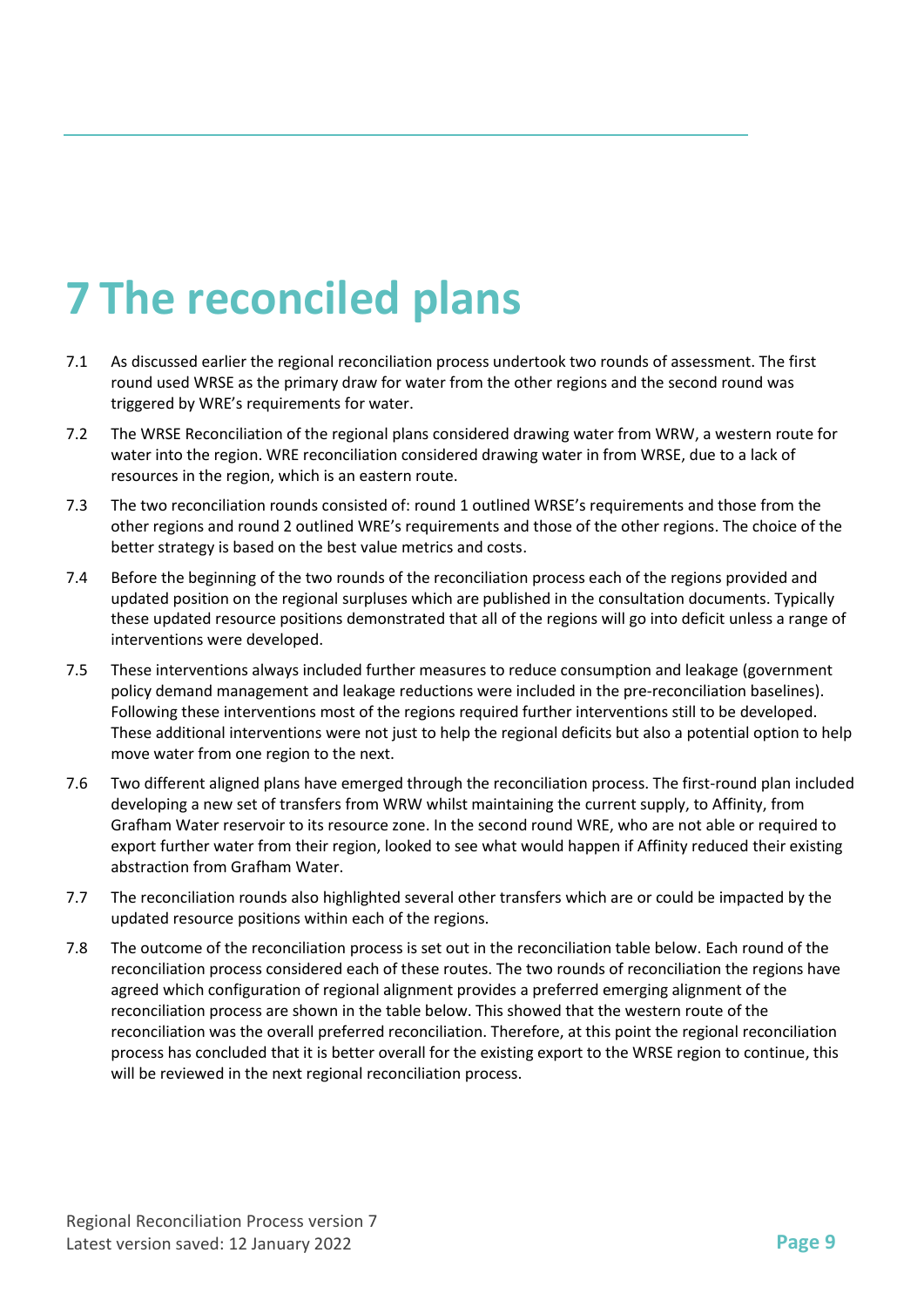# 7 The reconciled plans

7.1 As discussed earlier the regional reconciliation process undertook two rounds of assessment. The first round used WRSE as the primary draw for water from the other regions and the second round was triggered by WRE's requirements for water.

7.2 The WRSE Reconciliation of the regional plans considered drawing water from WRW, a western route for water into the region. WRE reconciliation considered drawing water in from WRSE, due to a lack of resources in the region, which is an eastern route.

7.3 The two reconciliation rounds consisted of: round 1 outlined WRSE's requirements and those from the other regions and round 2 outlined WRE's requirements and those of the other regions. The choice of the better strategy is based on the best value metrics and costs.

7.4 Before the beginning of the two rounds of the reconciliation process each of the regions provided and updated position on the regional surpluses which are published in the consultation documents. Typically these updated resource positions demonstrated that all of the regions will go into deficit unless a range of interventions were developed.

7.5 These interventions always included further measures to reduce consumption and leakage (government policy demand management and leakage reductions were included in the pre-reconciliation baselines). Following these interventions most of the regions required further interventions still to be developed. These additional interventions were not just to help the regional deficits but also a potential option to help move water from one region to the next.

7.6 Two different aligned plans have emerged through the reconciliation process. The first-round plan included developing a new set of transfers from WRW whilst maintaining the current supply, to Affinity, from Grafham Water reservoir to its resource zone. In the second round WRE, who are not able or required to export further water from their region, looked to see what would happen if Affinity reduced their existing abstraction from Grafham Water.

7.7 The reconciliation rounds also highlighted several other transfers which are or could be impacted by the updated resource positions within each of the regions.

7.8 The outcome of the reconciliation process is set out in the reconciliation table below. Each round of the reconciliation process considered each of these routes. The two rounds of reconciliation the regions have agreed which configuration of regional alignment provides a preferred emerging alignment of the reconciliation process are shown in the table below. This showed that the western route of the reconciliation was the overall preferred reconciliation. Therefore, at this point the regional reconciliation process has concluded that it is better overall for the existing export to the WRSE region to continue, this will be reviewed in the next regional reconciliation process.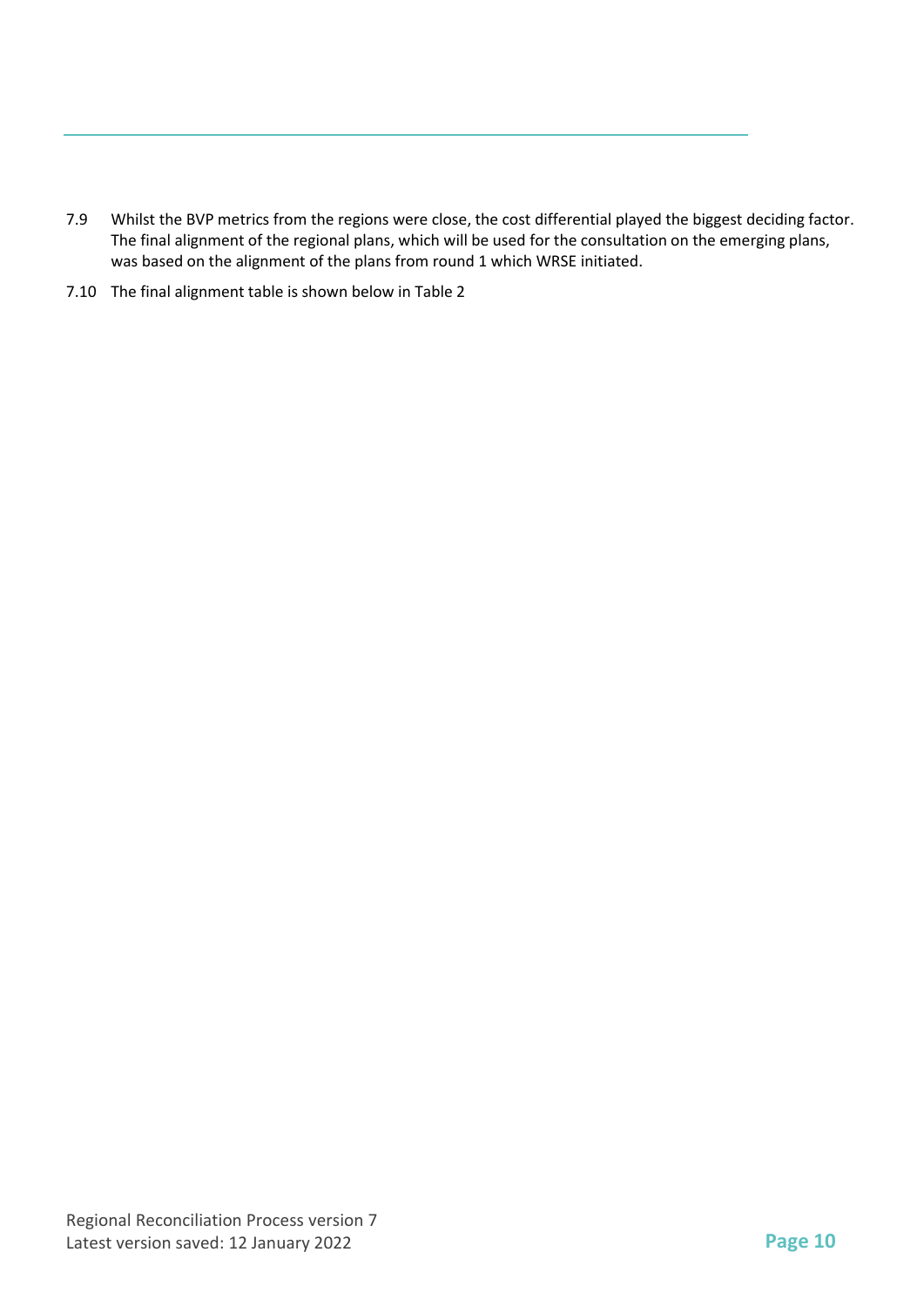7.9 Whilst the BVP metrics from the regions were close, the cost differential played the biggest deciding factor. The final alignment of the regional plans, which will be used for the consultation on the emerging plans, was based on the alignment of the plans from round 1 which WRSE initiated.

7.10 The final alignment table is shown below in Table 2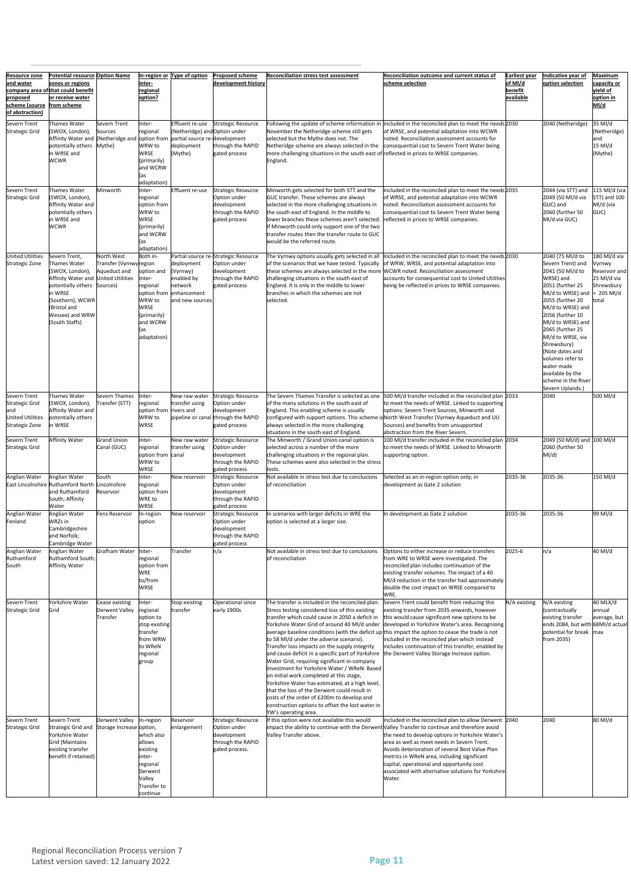| Resource zone and water company area of proposed scheme (source of abstraction) | Potential resource zones or regions that could benefit or receive water from scheme | Option Name | In-region or inter-regional option? | Type of option | Proposed scheme development history | Reconciliation stress test assessment | Reconciliation outcome and current status of scheme selection | Earliest year of Ml/d benefit available | Indicative year of option selection | Maximum capacity or yield of option in Ml/d |
|---|---|---|---|---|---|---|---|---|---|---|
| Severn Trent Strategic Grid | Thames Water (SWOX, London), Affinity Water and potentially others in WRSE and WCWR | Severn Trent Sources (Netheridge and Mythe) | Inter-regional option from WRW to WRSE (primarily) and WCRW (as adaptation) | Effluent re-use (Netheridge) and partial source re-deployment (Mythe) | Strategic Resource Option under development through the RAPID gated process | Following the update of scheme information in November the Netheridge scheme still gets selected but the Mythe does not. The Netheridge scheme are always selected in the more challenging situations in the south east of England. | Included in the reconciled plan to meet the needs of WRSE, and potential adaptation into WCWR noted. Reconciliation assessment accounts for consequential cost to Severn Trent Water being reflected in prices to WRSE companies. | 2030 | 2040 (Netheridge) | 35 Ml/d (Netheridge) and 15 Ml/d (Mythe) |
| Severn Trent Strategic Grid | Thames Water (SWOX, London), Affinity Water and potentially others in WRSE and WCWR | Minworth | Inter-regional option from WRW to WRSE (primarily) and WCRW (as adaptation) | Effluent re-use | Strategic Resource Option under development through the RAPID gated process | Minworth gets selected for both STT and the GUC transfer. These schemes are always selected in the more challenging situations in the south east of England. In the middle to lower branches these schemes aren't selected. If Minworth could only support one of the two transfer routes then the transfer route to GUC would be the referred route. | Included in the reconciled plan to meet the needs of WRSE, and potential adaptation into WCWR noted. Reconciliation assessment accounts for consequential cost to Severn Trent Water being reflected in prices to WRSE companies. | 2035 | 2044 (via STT) and 2049 (50 Ml/d via GUC) and 2060 (further 50 Ml/d via GUC) | 115 Ml/d (via STT) and 100 Ml/d (via GUC) |
| United Utilities Strategic Zone | Severn Trent, Thames Water (SWOX, London), Affinity Water and potentially others in WRSE (Southern), WCWR (Bristol and Wessex) and WRW (South Staffs) | North West Transfer (Vyrnwy Aqueduct and United Utilities Sources) | Both in-region option and Inter-regional option from WRW to WRSE (primarily) and WCRW (as adaptation) | Partial source re-deployment (Vyrnwy) enabled by network enhancement and new sources | Strategic Resource Option under development through the RAPID gated process | The Vyrnwy options usually gets selected in all of the scenarios that we have tested. Typically these schemes are always selected in the more challenging situations in the south east of England. It is only in the middle to lower branches in which the schemes are not selected. | Included in the reconciled plan to meet the needs of WRW, WRSE, and potential adaptation into WCWR noted. Reconciliation assessment accounts for consequential cost to United Utilities being reflected in prices to WRSE companies. | 2030 | 2040 (75 Ml/d to Severn Trent) and 2041 (50 Ml/d to WRSE) and 2051 (further 25 Ml/d to WRSE) and 2055 (further 20 Ml/d to WRSE) and 2056 (further 10 Ml/d to WRSE) and 2065 (further 25 Ml/d to WRSE, via Shrewsbury) (Note dates and volumes refer to water made available by the scheme in the River Severn Uplands.) | 180 Ml/d via Vyrnwy Reservoir and 25 Ml/d via Shrewsbury = 205 Ml/d total |
| Severn Trent Strategic Grid and United Utilities Strategic Zone | Thames Water (SWOX, London), Affinity Water and potentially others in WRSE | Severn Thames Transfer (STT) | Inter-regional option from WRW to WRSE | New raw water transfer using rivers and pipeline or canal | Strategic Resource Option under development through the RAPID gated process | The Severn Thames Transfer is selected as one of the many solutions in the south east of England. This enabling scheme is usually configured with support options. This scheme is always selected in the more challenging situations in the south east of England. | 500 Ml/d transfer included in the reconciled plan to meet the needs of WRSE. Linked to supporting options: Severn Trent Sources, Minworth and North West Transfer (Vyrnwy Aqueduct and UU Sources) and benefits from unsupported abstraction from the River Severn. | 2033 | 2040 | 500 Ml/d |
| Severn Trent Strategic Grid | Affinity Water | Grand Union Canal (GUC) | Inter-regional option from WRW to WRSE | New raw water transfer using canal | Strategic Resource Option under development through the RAPID gated process | The Minworth / Grand Union canal option is selected across a number of the more challenging situations in the regional plan. These schemes were also selected in the stress tests. | 100 Ml/d transfer included in the reconciled plan to meet the needs of WRSE. Linked to Minworth supporting option. | 2034 | 2049 (50 Ml/d) and 2060 (further 50 Ml/d) | 100 Ml/d |
| Anglian Water East Lincolnshire | Anglian Water Ruthamford North and Ruthamford South; Affinity Water | South Lincolnshire Reservoir | Inter-regional option from WRE to WRSE | New reservoir | Strategic Resource Option under development through the RAPID gated process | Not available in stress test due to conclusions of reconciliation | Selected as an in-region option only; in development as Gate 2 solution | 2035-36 | 2035-36 | 150 Ml/d |
| Anglian Water Fenland | Anglian Water WRZs in Cambridgeshire and Norfolk; Cambridge Water | Fens Reservoir | In-region option | New reservoir | Strategic Resource Option under development through the RAPID gated process | In scenarios with larger deficits in WRE the option is selected at a larger size. | In development as Gate 2 solution | 2035-36 | 2035-36 | 99 Ml/d |
| Anglian Water Ruthamford South | Anglian Water Ruthamford South; Affinity Water | Grafham Water | Inter-regional option from WRE to/from WRSE | Transfer | n/a | Not available in stress test due to conclusions of reconciliation | Options to either increase or reduce transfers from WRE to WRSE were investigated. The reconciled plan includes continuation of the existing transfer volumes. The impact of a 40 Ml/d reduction in the transfer had approximately double the cost impact on WRSE compared to WRE. | 2025-6 | n/a | 40 Ml/d |
| Severn Trent Strategic Grid | Yorkshire Water Grid | Cease existing Derwent Valley Transfer | Inter-regional option to stop existing transfer from WRW to WReN regional group | Stop existing transfer | Operational since early 1900s | The transfer is included in the reconciled plan. Stress testing considered loss of this existing transfer which could cause in 2050 a deficit in Yorkshire Water Grid of around 40 Ml/d under average baseline conditions (with the deficit up to 58 Ml/d under the adverse scenario). Transfer loss impacts on the supply integrity and cause deficit in a specific part of Yorkshire Water Grid, requiring significant in-company investment for Yorkshire Water / WReN. Based on initial work completed at this stage, Yorkshire Water has estimated, at a high level, that the loss of the Derwent could result in costs of the order of £200m to develop and construction options to offset the lost water in YW's operating area. | Severn Trent could benefit from reducing this existing transfer from 2035 onwards, however this would cause significant new options to be developed in Yorkshire Water's area. Recognising this impact the option to cease the trade is not included in the reconciled plan which instead includes continuation of this transfer, enabled by the Derwent Valley Storage Increase option. | N/A existing | N/A existing (contractually existing transfer ends 2084, but with potential for break from 2035) | 40 MLX/d annual average, but 68Ml/d actual max |
| Severn Trent Strategic Grid | Severn Trent Strategic Grid and Yorkshire Water Grid (Maintains existing transfer benefit if retained) | Derwent Valley Storage Increase | In-region option, which also allows existing inter-regional Derwent Valley Transfer to continue | Reservoir enlargement | Strategic Resource Option under development through the RAPID gated process. | If this option were not available this would impact the ability to continue with the Derwent Valley Transfer above. | Included in the reconciled plan to allow Derwent Valley Transfer to continue and therefore avoid the need to develop options in Yorkshire Water's area as well as meet needs in Severn Trent. Avoids deterioration of several Best Value Plan metrics in WReN area, including significant capital, operational and opportunity cost associated with alternative solutions for Yorkshire Water. | 2040 | 2040 | 80 Ml/d |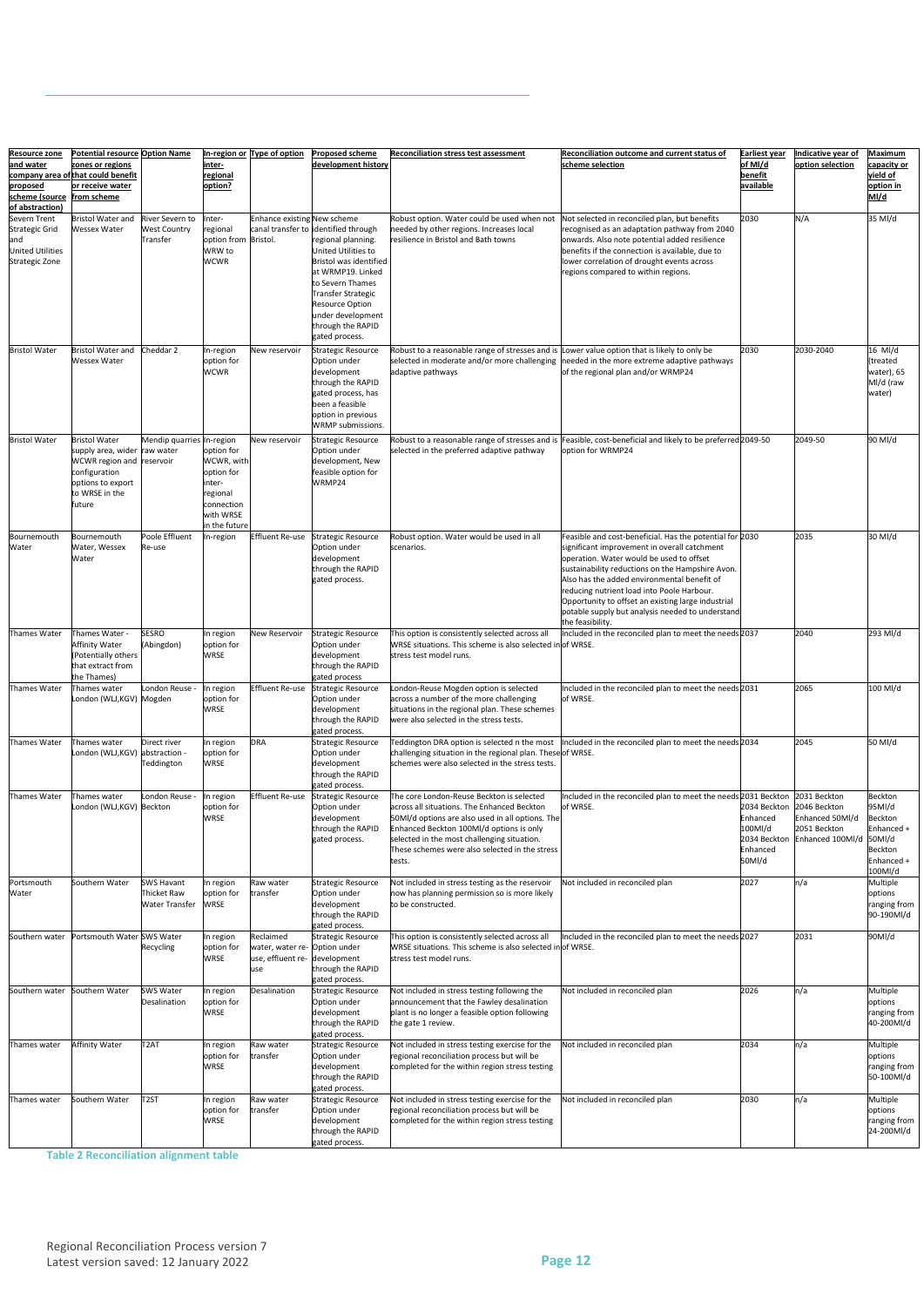| Resource zone and water company area of proposed scheme (source of abstraction) | Potential resource zones or regions that could benefit or receive water from scheme | Option Name | In-region or inter-regional option? | Type of option | Proposed scheme development history | Reconciliation stress test assessment | Reconciliation outcome and current status of scheme selection | Earliest year of Ml/d benefit available | Indicative year of option selection | Maximum capacity or yield of option in Ml/d |
|---|---|---|---|---|---|---|---|---|---|---|
| Severn Trent Strategic Grid and United Utilities Strategic Zone | Bristol Water and Wessex Water | River Severn to West Country Transfer | Inter-regional option from WRW to WCWR | Enhance existing canal transfer to Bristol. | New scheme identified through regional planning. United Utilities to Bristol was identified at WRMP19. Linked to Severn Thames Transfer Strategic Resource Option under development through the RAPID gated process. | Robust option. Water could be used when not needed by other regions. Increases local resilience in Bristol and Bath towns | Not selected in reconciled plan, but benefits recognised as an adaptation pathway from 2040 onwards. Also note potential added resilience benefits if the connection is available, due to lower correlation of drought events across regions compared to within regions. | 2030 | N/A | 35 Ml/d |
| Bristol Water | Bristol Water and Wessex Water | Cheddar 2 | In-region option for WCWR | New reservoir | Strategic Resource Option under development through the RAPID gated process, has been a feasible option in previous WRMP submissions. | Robust to a reasonable range of stresses and is selected in moderate and/or more challenging adaptive pathways | Lower value option that is likely to only be needed in the more extreme adaptive pathways of the regional plan and/or WRMP24 | 2030 | 2030-2040 | 16 Ml/d (treated water), 65 Ml/d (raw water) |
| Bristol Water | Bristol Water supply area, wider WCWR region and configuration options to export to WRSE in the future | Mendip quarries raw water reservoir | In-region option for WCWR, with option for inter-regional connection with WRSE in the future | New reservoir | Strategic Resource Option under development, New feasible option for WRMP24 | Robust to a reasonable range of stresses and is selected in the preferred adaptive pathway | Feasible, cost-beneficial and likely to be preferred option for WRMP24 | 2049-50 | 2049-50 | 90 Ml/d |
| Bournemouth Water | Bournemouth Water, Wessex Water | Poole Effluent Re-use | In-region | Effluent Re-use | Strategic Resource Option under development through the RAPID gated process. | Robust option. Water would be used in all scenarios. | Feasible and cost-beneficial. Has the potential for significant improvement in overall catchment operation. Water would be used to offset sustainability reductions on the Hampshire Avon. Also has the added environmental benefit of reducing nutrient load into Poole Harbour. Opportunity to offset an existing large industrial potable supply but analysis needed to understand the feasibility. | 2030 | 2035 | 30 Ml/d |
| Thames Water | Thames Water - Affinity Water (Potentially others that extract from the Thames) | SESRO (Abingdon) | In region option for WRSE | New Reservoir | Strategic Resource Option under development through the RAPID gated process | This option is consistently selected across all WRSE situations. This scheme is also selected in stress test model runs. | Included in the reconciled plan to meet the needs of WRSE. | 2037 | 2040 | 293 Ml/d |
| Thames Water | Thames water London (WLJ,KGV) | London Reuse - Mogden | In region option for WRSE | Effluent Re-use | Strategic Resource Option under development through the RAPID gated process. | London-Reuse Mogden option is selected across a number of the more challenging situations in the regional plan. These schemes were also selected in the stress tests. | Included in the reconciled plan to meet the needs of WRSE. | 2031 | 2065 | 100 Ml/d |
| Thames Water | Thames water London (WLJ,KGV) | Direct river abstraction - Teddington | In region option for WRSE | DRA | Strategic Resource Option under development through the RAPID gated process. | Teddington DRA option is selected n the most challenging situation in the regional plan. These schemes were also selected in the stress tests. | Included in the reconciled plan to meet the needs of WRSE. | 2034 | 2045 | 50 Ml/d |
| Thames Water | Thames water London (WLJ,KGV) | London Reuse - Beckton | In region option for WRSE | Effluent Re-use | Strategic Resource Option under development through the RAPID gated process. | The core London-Reuse Beckton is selected across all situations. The Enhanced Beckton 50Ml/d options are also used in all options. The Enhanced Beckton 100Ml/d options is only selected in the most challenging situation. These schemes were also selected in the stress tests. | Included in the reconciled plan to meet the needs of WRSE. | 2031 Beckton 2034 Beckton Enhanced 100Ml/d 2034 Beckton Enhanced 50Ml/d | 2031 Beckton 2046 Beckton Enhanced 50Ml/d 2051 Beckton Enhanced 100Ml/d | Beckton 95Ml/d Beckton Enhanced + 50Ml/d Beckton Enhanced + 100Ml/d |
| Portsmouth Water | Southern Water | SWS Havant Thicket Raw Water Transfer | In region option for WRSE | Raw water transfer | Strategic Resource Option under development through the RAPID gated process. | Not included in stress testing as the reservoir now has planning permission so is more likely to be constructed. | Not included in reconciled plan | 2027 | n/a | Multiple options ranging from 90-190Ml/d |
| Southern water | Portsmouth Water | SWS Water Recycling | In region option for WRSE | Reclaimed water, water re-use, effluent re-use | Strategic Resource Option under development through the RAPID gated process. | This option is consistently selected across all WRSE situations. This scheme is also selected in stress test model runs. | Included in the reconciled plan to meet the needs of WRSE. | 2027 | 2031 | 90Ml/d |
| Southern water | Southern Water | SWS Water Desalination | In region option for WRSE | Desalination | Strategic Resource Option under development through the RAPID gated process. | Not included in stress testing following the announcement that the Fawley desalination plant is no longer a feasible option following the gate 1 review. | Not included in reconciled plan | 2026 | n/a | Multiple options ranging from 40-200Ml/d |
| Thames water | Affinity Water | T2AT | In region option for WRSE | Raw water transfer | Strategic Resource Option under development through the RAPID gated process. | Not included in stress testing exercise for the regional reconciliation process but will be completed for the within region stress testing | Not included in reconciled plan | 2034 | n/a | Multiple options ranging from 50-100Ml/d |
| Thames water | Southern Water | T2ST | In region option for WRSE | Raw water transfer | Strategic Resource Option under development through the RAPID gated process. | Not included in stress testing exercise for the regional reconciliation process but will be completed for the within region stress testing | Not included in reconciled plan | 2030 | n/a | Multiple options ranging from 24-200Ml/d |

**Table 2 Reconciliation alignment table**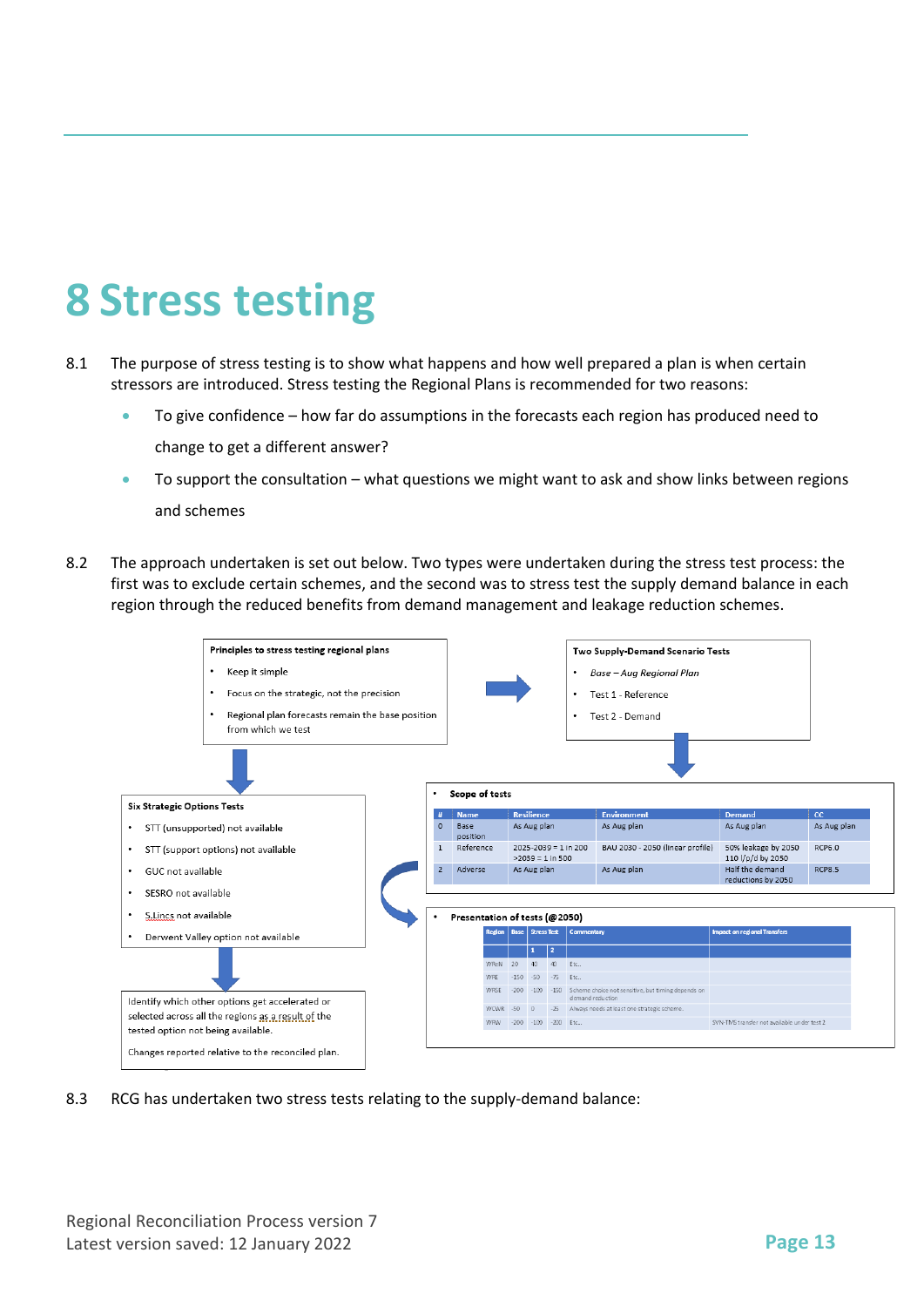# 8 Stress testing

8.1 The purpose of stress testing is to show what happens and how well prepared a plan is when certain stressors are introduced. Stress testing the Regional Plans is recommended for two reasons:

- To give confidence – how far do assumptions in the forecasts each region has produced need to change to get a different answer?
- To support the consultation – what questions we might want to ask and show links between regions and schemes

8.2 The approach undertaken is set out below. Two types were undertaken during the stress test process: the first was to exclude certain schemes, and the second was to stress test the supply demand balance in each region through the reduced benefits from demand management and leakage reduction schemes.

**Principles to stress testing regional plans**

- Keep it simple
- Focus on the strategic, not the precision
- Regional plan forecasts remain the base position from which we test

**Two Supply-Demand Scenario Tests**

- *Base – Aug Regional Plan*
- Test 1 - Reference
- Test 2 - Demand

**Six Strategic Options Tests**

- STT (unsupported) not available
- STT (support options) not available
- GUC not available
- SESRO not available
- S.Lincs not available
- Derwent Valley option not available

Identify which other options get accelerated or selected across all the regions as a result of the tested option not being available.

Changes reported relative to the reconciled plan.

- **Scope of tests**

| # | Name | Resilience | Environment | Demand | CC |
|---|---|---|---|---|---|
| 0 | Base position | As Aug plan | As Aug plan | As Aug plan | As Aug plan |
| 1 | Reference | 2025-2039 = 1 in 200 >2039 = 1 in 500 | BAU 2030 - 2050 (linear profile) | 50% leakage by 2050 110 l/p/d by 2050 | RCP6.0 |
| 2 | Adverse | As Aug plan | As Aug plan | Half the demand reductions by 2050 | RCP8.5 |

- **Presentation of tests (@2050)**

| Region | Base | Stress Test 1 | Stress Test 2 | Commentary | Impact on regional Transfers |
|---|---|---|---|---|---|
| WReN | 20 | 40 | 40 | Etc... | |
| WRE | -150 | -50 | -75 | Etc... | |
| WRSE | -200 | -100 | -150 | Scheme choice not sensitive, but timing depends on demand reduction | |
| WCWR | -50 | 0 | -25 | Always needs at least one strategic scheme. | |
| WRW | -200 | -100 | -200 | Etc... | SYN-TMS transfer not available under test 2 |

8.3 RCG has undertaken two stress tests relating to the supply-demand balance: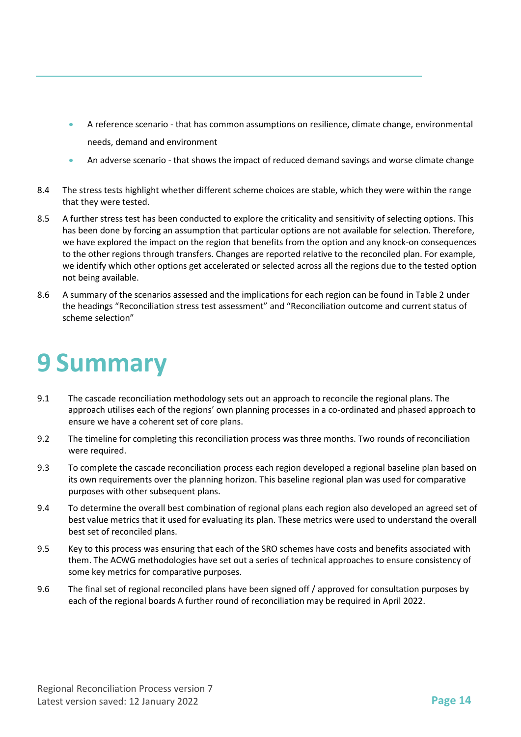- A reference scenario - that has common assumptions on resilience, climate change, environmental needs, demand and environment
- An adverse scenario - that shows the impact of reduced demand savings and worse climate change

8.4 The stress tests highlight whether different scheme choices are stable, which they were within the range that they were tested.

8.5 A further stress test has been conducted to explore the criticality and sensitivity of selecting options. This has been done by forcing an assumption that particular options are not available for selection. Therefore, we have explored the impact on the region that benefits from the option and any knock-on consequences to the other regions through transfers. Changes are reported relative to the reconciled plan. For example, we identify which other options get accelerated or selected across all the regions due to the tested option not being available.

8.6 A summary of the scenarios assessed and the implications for each region can be found in Table 2 under the headings "Reconciliation stress test assessment" and "Reconciliation outcome and current status of scheme selection"

# 9 Summary

9.1 The cascade reconciliation methodology sets out an approach to reconcile the regional plans. The approach utilises each of the regions' own planning processes in a co-ordinated and phased approach to ensure we have a coherent set of core plans.

9.2 The timeline for completing this reconciliation process was three months. Two rounds of reconciliation were required.

9.3 To complete the cascade reconciliation process each region developed a regional baseline plan based on its own requirements over the planning horizon. This baseline regional plan was used for comparative purposes with other subsequent plans.

9.4 To determine the overall best combination of regional plans each region also developed an agreed set of best value metrics that it used for evaluating its plan. These metrics were used to understand the overall best set of reconciled plans.

9.5 Key to this process was ensuring that each of the SRO schemes have costs and benefits associated with them. The ACWG methodologies have set out a series of technical approaches to ensure consistency of some key metrics for comparative purposes.

9.6 The final set of regional reconciled plans have been signed off / approved for consultation purposes by each of the regional boards A further round of reconciliation may be required in April 2022.